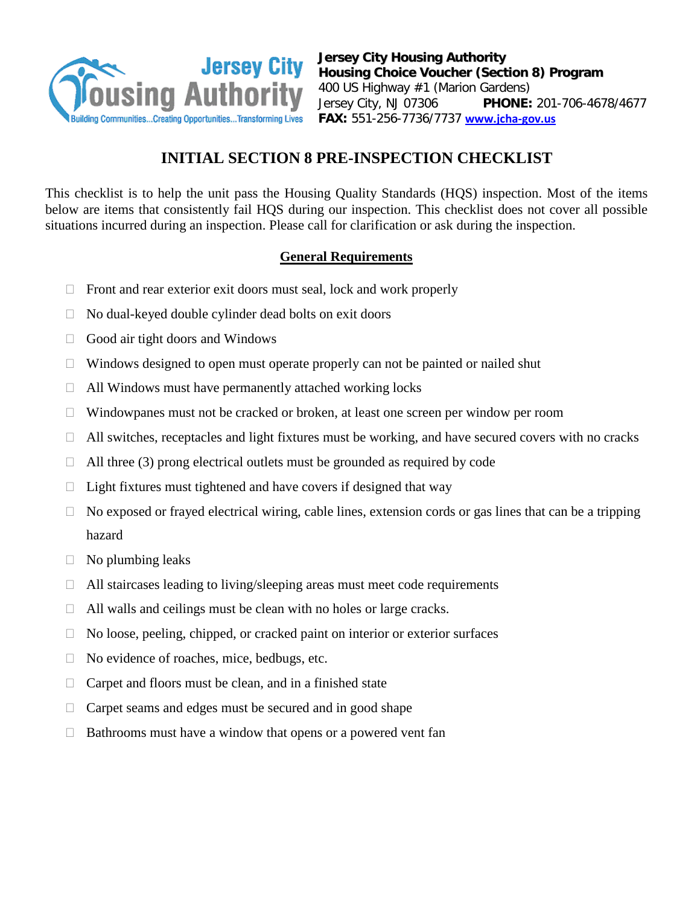**Jersey City Housing Authority**
**Housing Choice Voucher (Section 8) Program**
400 US Highway #1 (Marion Gardens)
Jersey City, NJ 07306 **PHONE:** 201-706-4678/4677
**FAX:** 551-256-7736/7737 www.jcha-gov.us

# INITIAL SECTION 8 PRE-INSPECTION CHECKLIST

This checklist is to help the unit pass the Housing Quality Standards (HQS) inspection. Most of the items below are items that consistently fail HQS during our inspection. This checklist does not cover all possible situations incurred during an inspection. Please call for clarification or ask during the inspection.

## General Requirements

- ☐ Front and rear exterior exit doors must seal, lock and work properly
- ☐ No dual-keyed double cylinder dead bolts on exit doors
- ☐ Good air tight doors and Windows
- ☐ Windows designed to open must operate properly can not be painted or nailed shut
- ☐ All Windows must have permanently attached working locks
- ☐ Windowpanes must not be cracked or broken, at least one screen per window per room
- ☐ All switches, receptacles and light fixtures must be working, and have secured covers with no cracks
- ☐ All three (3) prong electrical outlets must be grounded as required by code
- ☐ Light fixtures must tightened and have covers if designed that way
- ☐ No exposed or frayed electrical wiring, cable lines, extension cords or gas lines that can be a tripping hazard
- ☐ No plumbing leaks
- ☐ All staircases leading to living/sleeping areas must meet code requirements
- ☐ All walls and ceilings must be clean with no holes or large cracks.
- ☐ No loose, peeling, chipped, or cracked paint on interior or exterior surfaces
- ☐ No evidence of roaches, mice, bedbugs, etc.
- ☐ Carpet and floors must be clean, and in a finished state
- ☐ Carpet seams and edges must be secured and in good shape
- ☐ Bathrooms must have a window that opens or a powered vent fan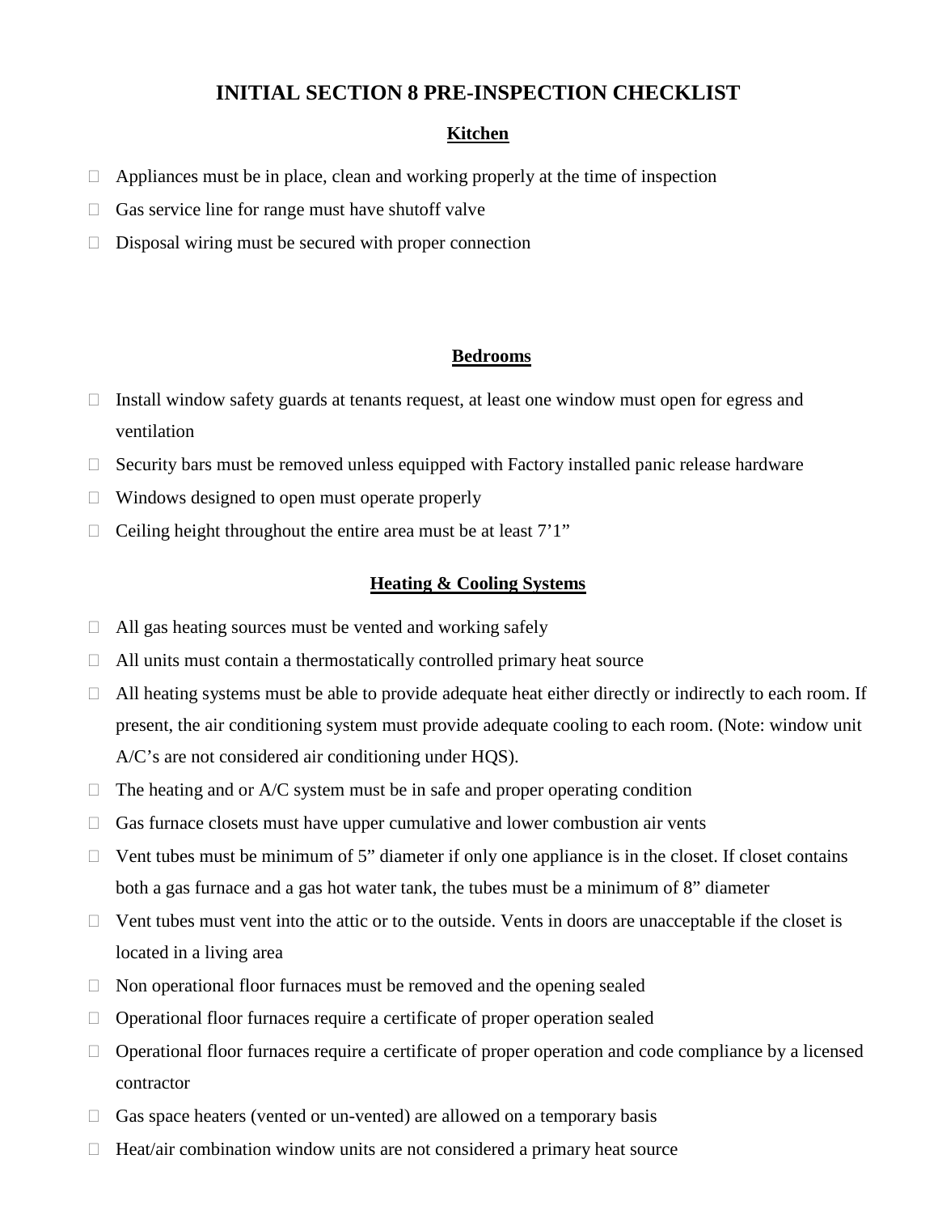# INITIAL SECTION 8 PRE-INSPECTION CHECKLIST

## Kitchen

- Appliances must be in place, clean and working properly at the time of inspection
- Gas service line for range must have shutoff valve
- Disposal wiring must be secured with proper connection

## Bedrooms

- Install window safety guards at tenants request, at least one window must open for egress and ventilation
- Security bars must be removed unless equipped with Factory installed panic release hardware
- Windows designed to open must operate properly
- Ceiling height throughout the entire area must be at least 7'1"

## Heating & Cooling Systems

- All gas heating sources must be vented and working safely
- All units must contain a thermostatically controlled primary heat source
- All heating systems must be able to provide adequate heat either directly or indirectly to each room. If present, the air conditioning system must provide adequate cooling to each room. (Note: window unit A/C's are not considered air conditioning under HQS).
- The heating and or A/C system must be in safe and proper operating condition
- Gas furnace closets must have upper cumulative and lower combustion air vents
- Vent tubes must be minimum of 5" diameter if only one appliance is in the closet. If closet contains both a gas furnace and a gas hot water tank, the tubes must be a minimum of 8" diameter
- Vent tubes must vent into the attic or to the outside. Vents in doors are unacceptable if the closet is located in a living area
- Non operational floor furnaces must be removed and the opening sealed
- Operational floor furnaces require a certificate of proper operation sealed
- Operational floor furnaces require a certificate of proper operation and code compliance by a licensed contractor
- Gas space heaters (vented or un-vented) are allowed on a temporary basis
- Heat/air combination window units are not considered a primary heat source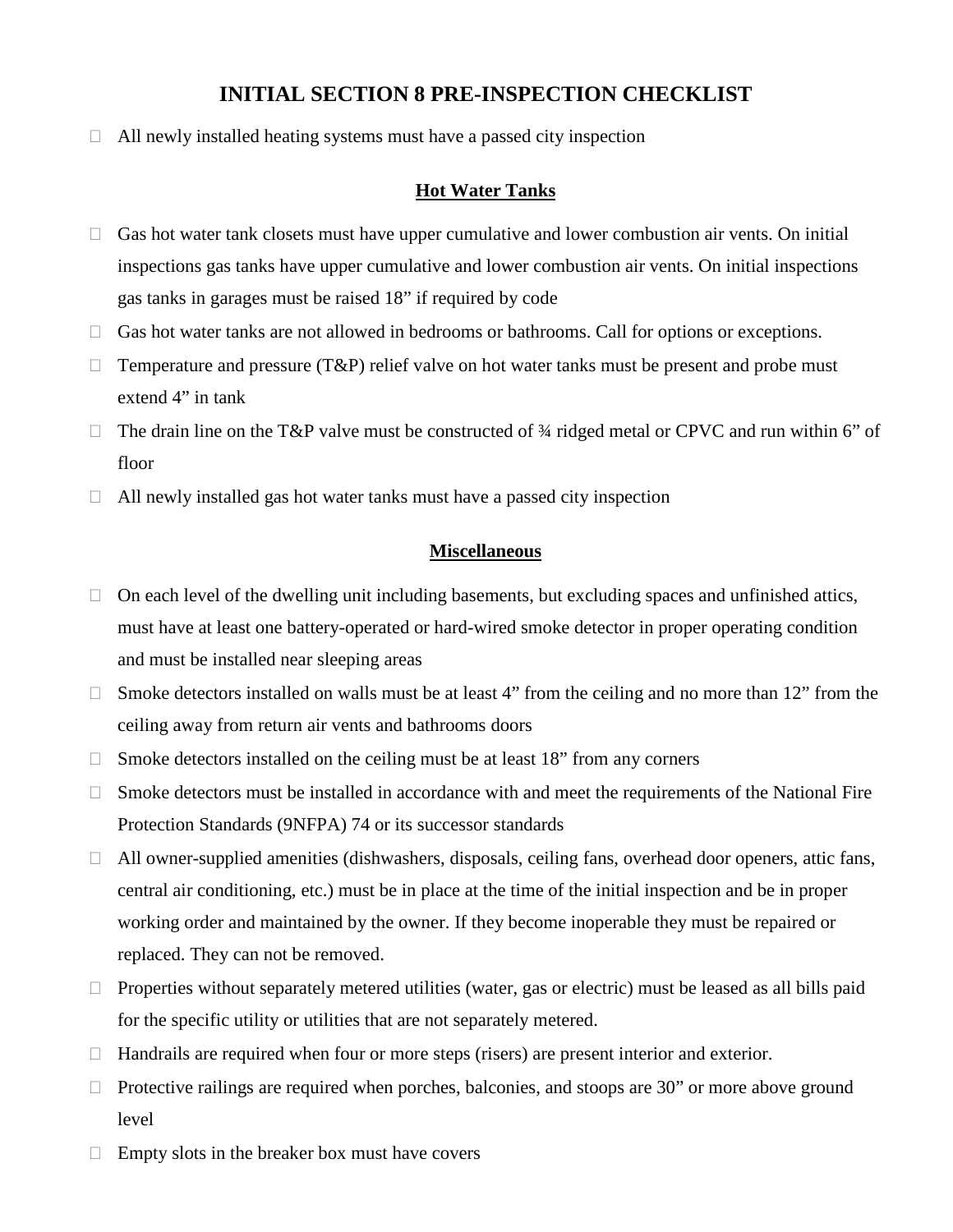# INITIAL SECTION 8 PRE-INSPECTION CHECKLIST

- All newly installed heating systems must have a passed city inspection

## Hot Water Tanks

- Gas hot water tank closets must have upper cumulative and lower combustion air vents. On initial inspections gas tanks have upper cumulative and lower combustion air vents. On initial inspections gas tanks in garages must be raised 18” if required by code
- Gas hot water tanks are not allowed in bedrooms or bathrooms. Call for options or exceptions.
- Temperature and pressure (T&P) relief valve on hot water tanks must be present and probe must extend 4” in tank
- The drain line on the T&P valve must be constructed of ¾ ridged metal or CPVC and run within 6” of floor
- All newly installed gas hot water tanks must have a passed city inspection

## Miscellaneous

- On each level of the dwelling unit including basements, but excluding spaces and unfinished attics, must have at least one battery-operated or hard-wired smoke detector in proper operating condition and must be installed near sleeping areas
- Smoke detectors installed on walls must be at least 4” from the ceiling and no more than 12” from the ceiling away from return air vents and bathrooms doors
- Smoke detectors installed on the ceiling must be at least 18” from any corners
- Smoke detectors must be installed in accordance with and meet the requirements of the National Fire Protection Standards (9NFPA) 74 or its successor standards
- All owner-supplied amenities (dishwashers, disposals, ceiling fans, overhead door openers, attic fans, central air conditioning, etc.) must be in place at the time of the initial inspection and be in proper working order and maintained by the owner. If they become inoperable they must be repaired or replaced. They can not be removed.
- Properties without separately metered utilities (water, gas or electric) must be leased as all bills paid for the specific utility or utilities that are not separately metered.
- Handrails are required when four or more steps (risers) are present interior and exterior.
- Protective railings are required when porches, balconies, and stoops are 30” or more above ground level
- Empty slots in the breaker box must have covers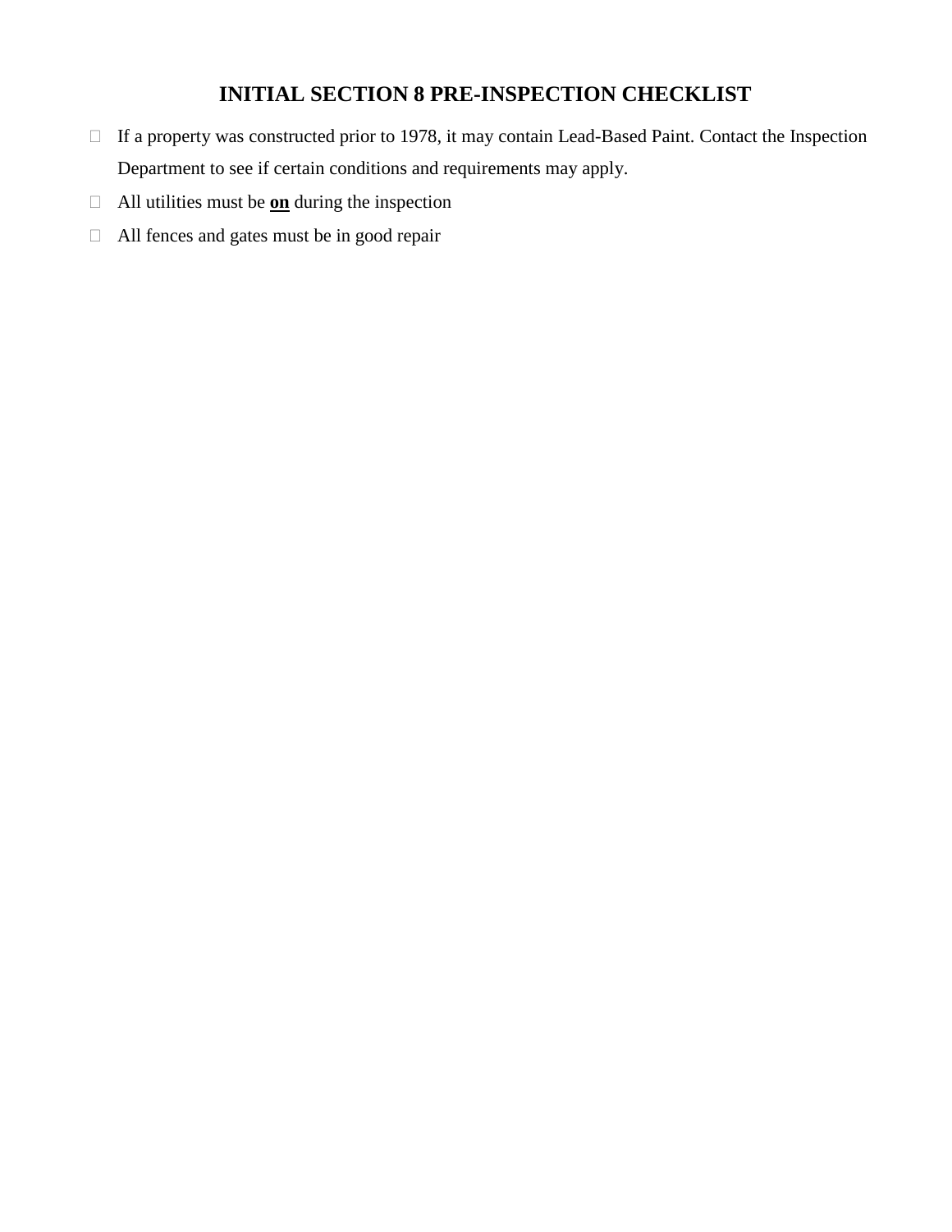# INITIAL SECTION 8 PRE-INSPECTION CHECKLIST

- If a property was constructed prior to 1978, it may contain Lead-Based Paint. Contact the Inspection Department to see if certain conditions and requirements may apply.
- All utilities must be **<u>on</u>** during the inspection
- All fences and gates must be in good repair